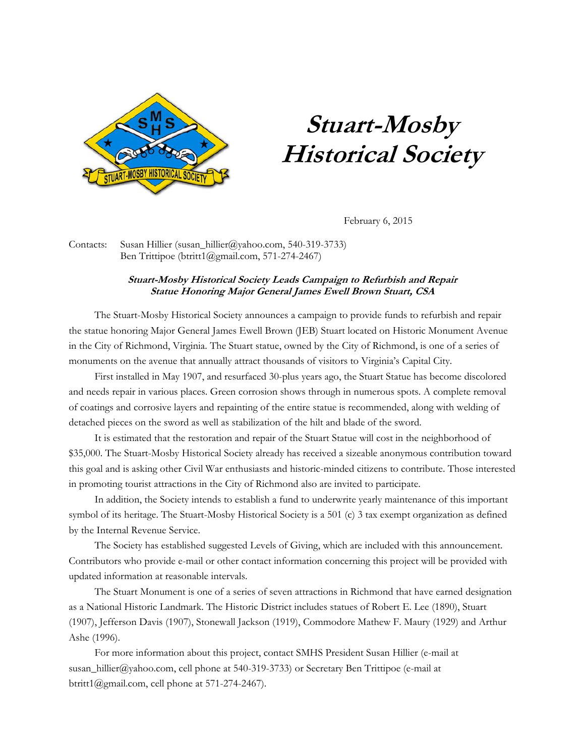# Stuart-Mosby Historical Society

February 6, 2015

Contacts: Susan Hillier (susan_hillier@yahoo.com, 540-319-3733)
Ben Trittipoe (btritt1@gmail.com, 571-274-2467)

***Stuart-Mosby Historical Society Leads Campaign to Refurbish and Repair Statue Honoring Major General James Ewell Brown Stuart, CSA***

The Stuart-Mosby Historical Society announces a campaign to provide funds to refurbish and repair the statue honoring Major General James Ewell Brown (JEB) Stuart located on Historic Monument Avenue in the City of Richmond, Virginia. The Stuart statue, owned by the City of Richmond, is one of a series of monuments on the avenue that annually attract thousands of visitors to Virginia's Capital City.

First installed in May 1907, and resurfaced 30-plus years ago, the Stuart Statue has become discolored and needs repair in various places. Green corrosion shows through in numerous spots. A complete removal of coatings and corrosive layers and repainting of the entire statue is recommended, along with welding of detached pieces on the sword as well as stabilization of the hilt and blade of the sword.

It is estimated that the restoration and repair of the Stuart Statue will cost in the neighborhood of $35,000. The Stuart-Mosby Historical Society already has received a sizeable anonymous contribution toward this goal and is asking other Civil War enthusiasts and historic-minded citizens to contribute. Those interested in promoting tourist attractions in the City of Richmond also are invited to participate.

In addition, the Society intends to establish a fund to underwrite yearly maintenance of this important symbol of its heritage. The Stuart-Mosby Historical Society is a 501 (c) 3 tax exempt organization as defined by the Internal Revenue Service.

The Society has established suggested Levels of Giving, which are included with this announcement. Contributors who provide e-mail or other contact information concerning this project will be provided with updated information at reasonable intervals.

The Stuart Monument is one of a series of seven attractions in Richmond that have earned designation as a National Historic Landmark. The Historic District includes statues of Robert E. Lee (1890), Stuart (1907), Jefferson Davis (1907), Stonewall Jackson (1919), Commodore Mathew F. Maury (1929) and Arthur Ashe (1996).

For more information about this project, contact SMHS President Susan Hillier (e-mail at susan_hillier@yahoo.com, cell phone at 540-319-3733) or Secretary Ben Trittipoe (e-mail at btritt1@gmail.com, cell phone at 571-274-2467).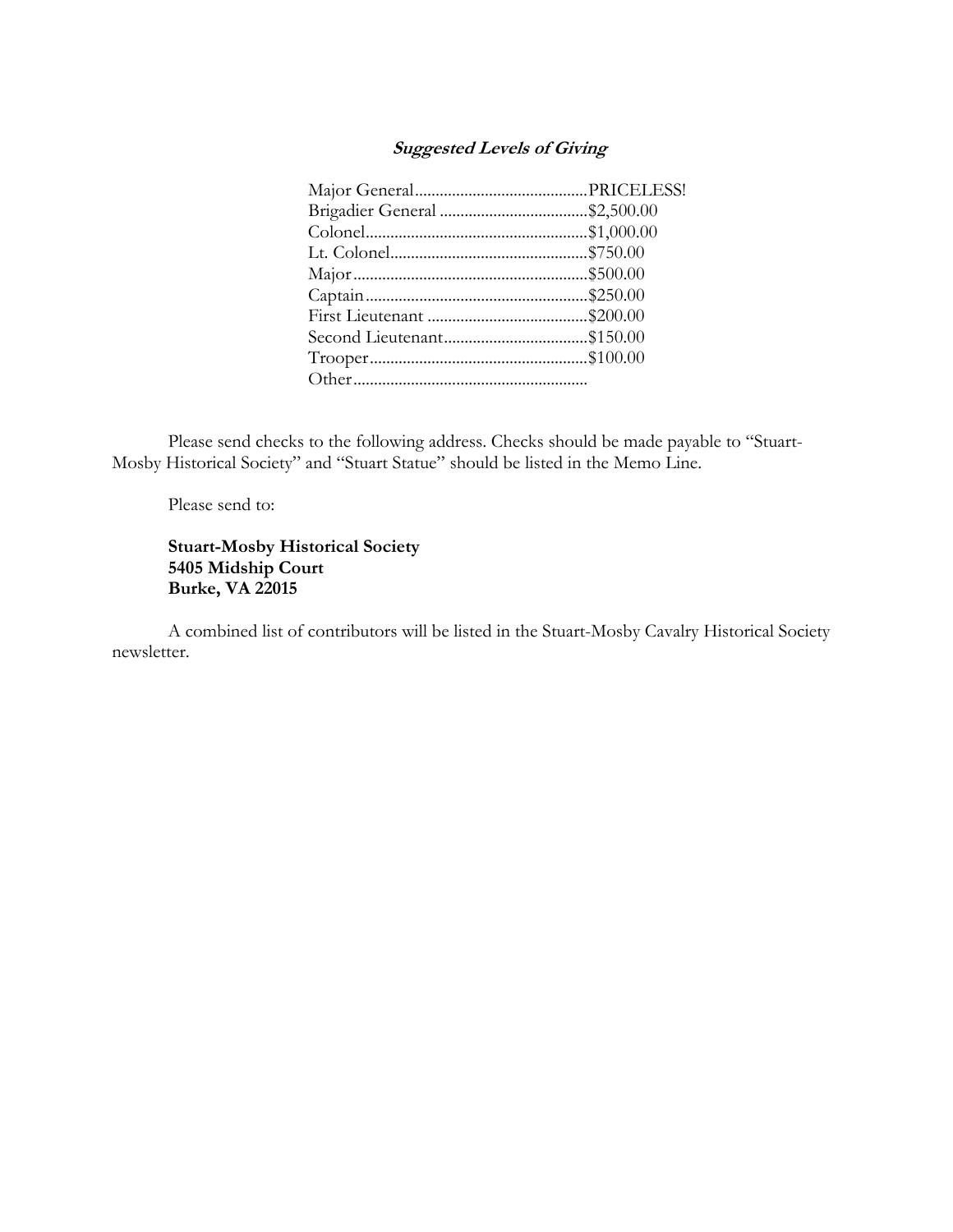***Suggested Levels of Giving***

Major General..........................................PRICELESS!
Brigadier General ....................................$2,500.00
Colonel......................................................$1,000.00
Lt. Colonel................................................$750.00
Major.........................................................$500.00
Captain......................................................$250.00
First Lieutenant .......................................$200.00
Second Lieutenant...................................$150.00
Trooper.....................................................$100.00
Other.........................................................

Please send checks to the following address. Checks should be made payable to "Stuart-Mosby Historical Society" and "Stuart Statue" should be listed in the Memo Line.

Please send to:

**Stuart-Mosby Historical Society**
**5405 Midship Court**
**Burke, VA 22015**

A combined list of contributors will be listed in the Stuart-Mosby Cavalry Historical Society newsletter.